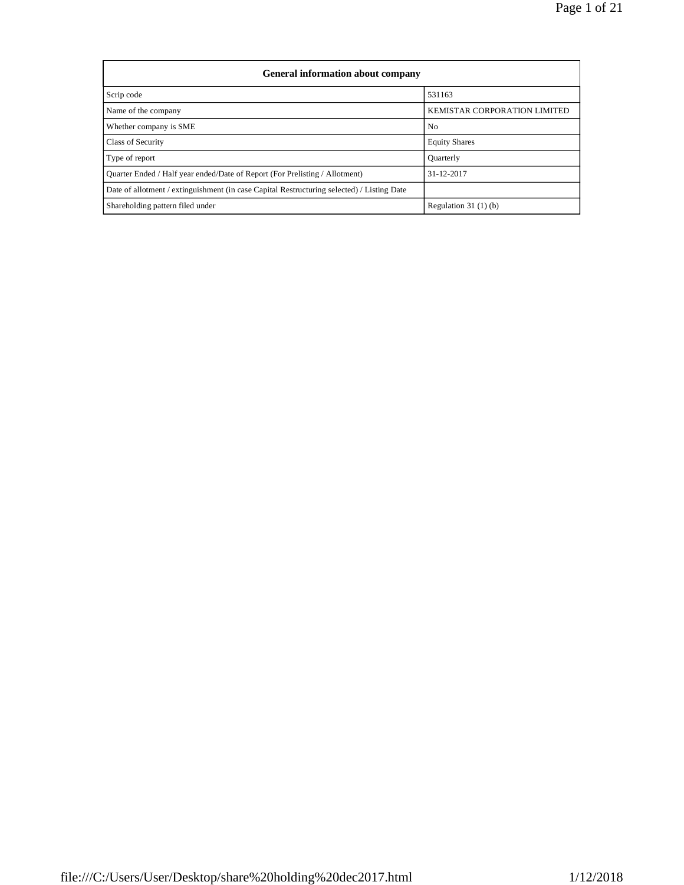| General information about company | |
|---|---|
| Scrip code | 531163 |
| Name of the company | KEMISTAR CORPORATION LIMITED |
| Whether company is SME | No |
| Class of Security | Equity Shares |
| Type of report | Quarterly |
| Quarter Ended / Half year ended/Date of Report (For Prelisting / Allotment) | 31-12-2017 |
| Date of allotment / extinguishment (in case Capital Restructuring selected) / Listing Date | |
| Shareholding pattern filed under | Regulation 31 (1) (b) |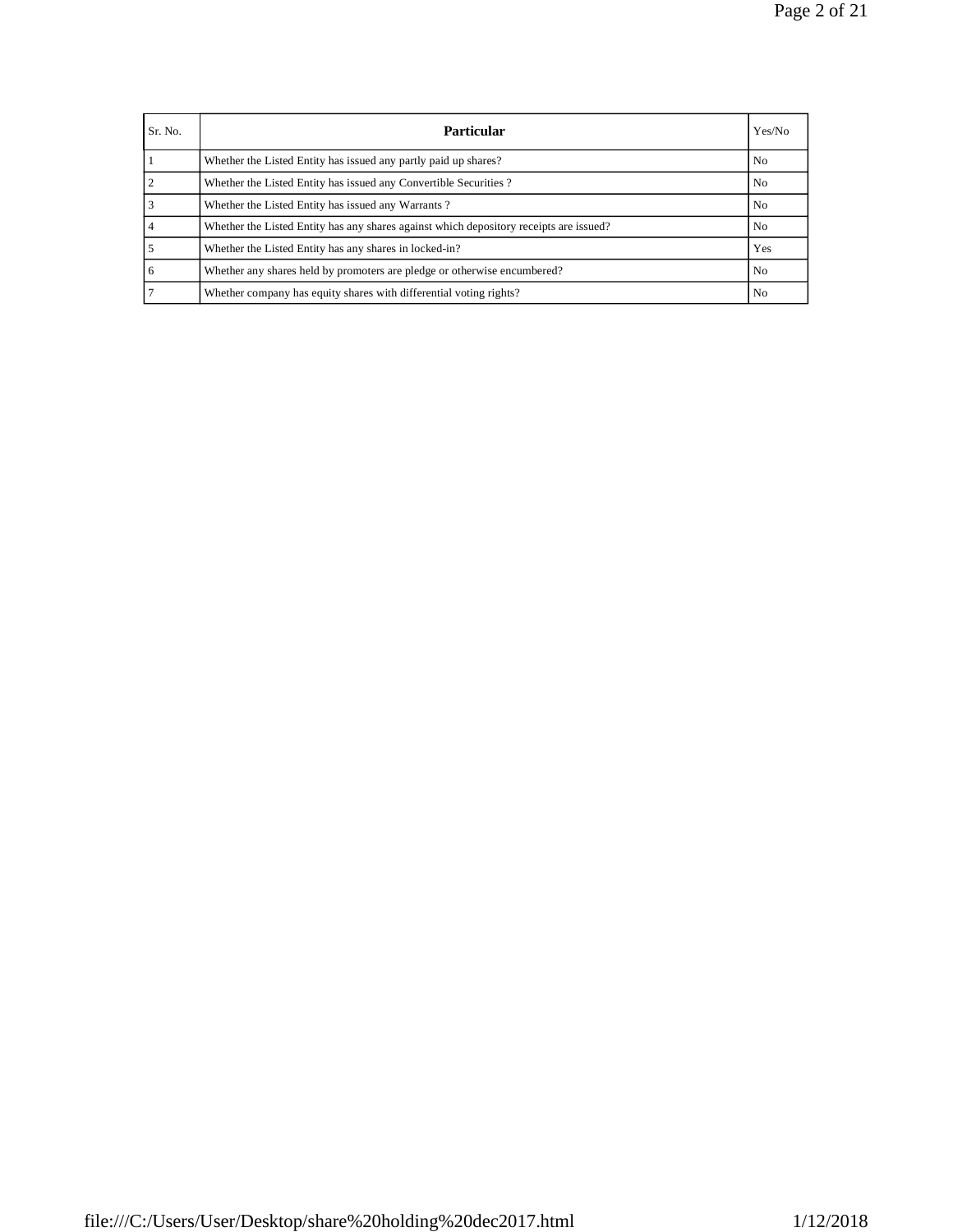| Sr. No. | Particular | Yes/No |
| --- | --- | --- |
| 1 | Whether the Listed Entity has issued any partly paid up shares? | No |
| 2 | Whether the Listed Entity has issued any Convertible Securities ? | No |
| 3 | Whether the Listed Entity has issued any Warrants ? | No |
| 4 | Whether the Listed Entity has any shares against which depository receipts are issued? | No |
| 5 | Whether the Listed Entity has any shares in locked-in? | Yes |
| 6 | Whether any shares held by promoters are pledge or otherwise encumbered? | No |
| 7 | Whether company has equity shares with differential voting rights? | No |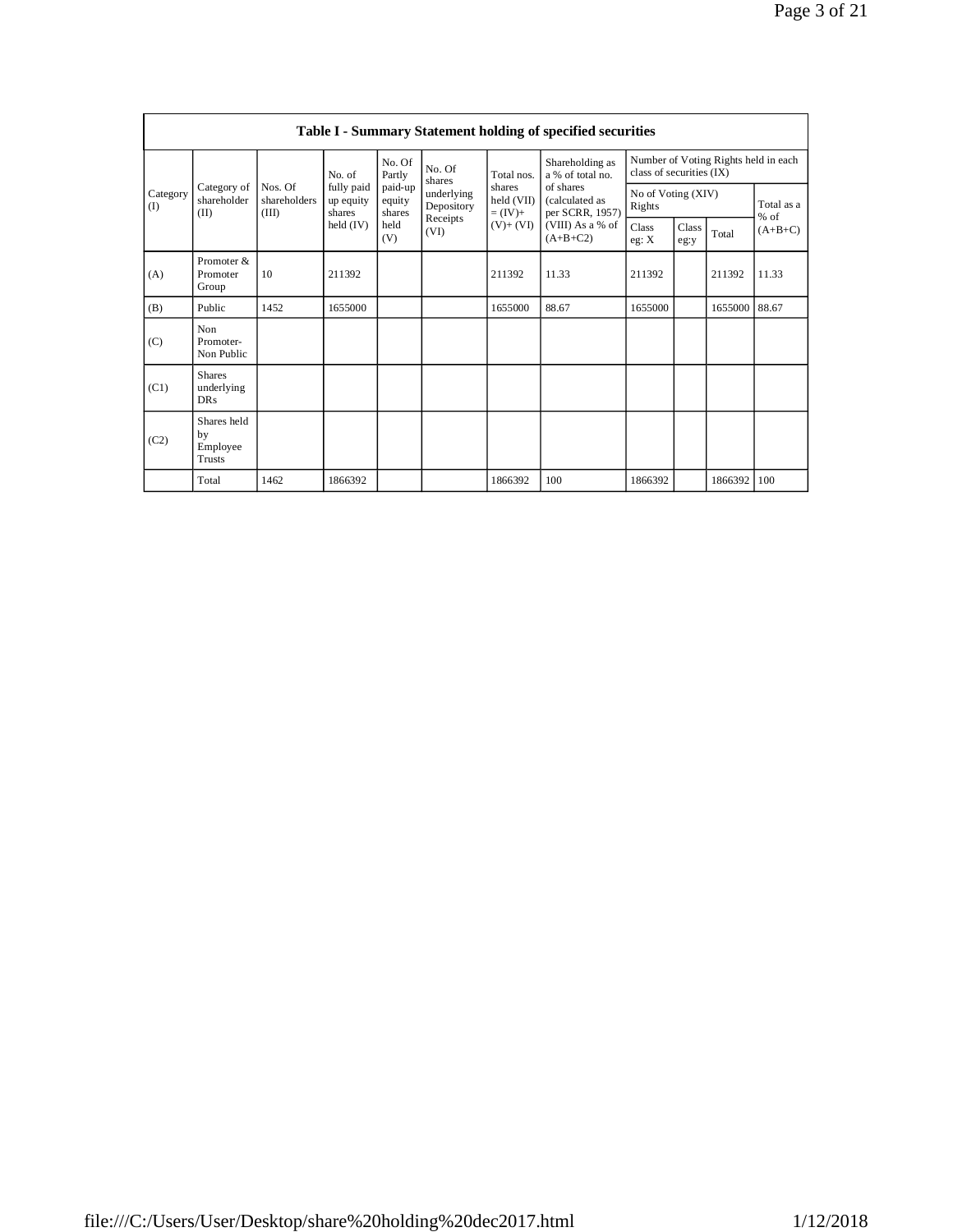**Table I - Summary Statement holding of specified securities**

| Category (I) | Category of shareholder (II) | Nos. Of shareholders (III) | No. of fully paid up equity shares held (IV) | No. Of Partly paid-up equity shares held (V) | No. Of shares underlying Depository Receipts (VI) | Total nos. shares held (VII) = (IV)+ (V)+ (VI) | Shareholding as a % of total no. of shares (calculated as per SCRR, 1957) (VIII) As a % of (A+B+C2) | Number of Voting Rights held in each class of securities (IX) | | | |
|---|---|---|---|---|---|---|---|---|---|---|---|
| | | | | | | | | No of Voting (XIV) Rights | | | Total as a % of (A+B+C) |
| | | | | | | | | Class eg: X | Class eg:y | Total | |
| (A) | Promoter & Promoter Group | 10 | 211392 | | | 211392 | 11.33 | 211392 | | 211392 | 11.33 |
| (B) | Public | 1452 | 1655000 | | | 1655000 | 88.67 | 1655000 | | 1655000 | 88.67 |
| (C) | Non Promoter- Non Public | | | | | | | | | | |
| (C1) | Shares underlying DRs | | | | | | | | | | |
| (C2) | Shares held by Employee Trusts | | | | | | | | | | |
| | Total | 1462 | 1866392 | | | 1866392 | 100 | 1866392 | | 1866392 | 100 |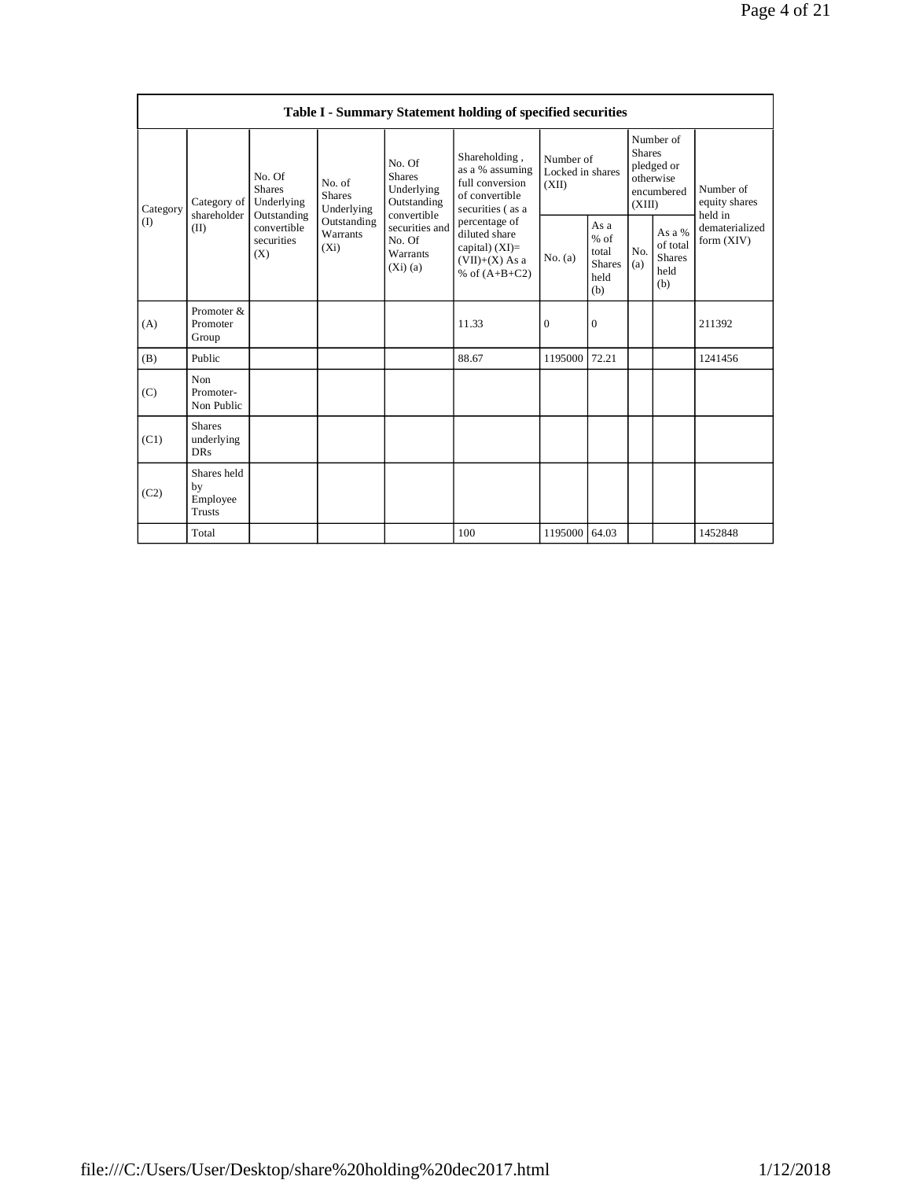| Table I - Summary Statement holding of specified securities | | | | | | | | | | | |
|---|---|---|---|---|---|---|---|---|---|---|---|
| Category (I) | Category of shareholder (II) | No. Of Shares Underlying Outstanding convertible securities (X) | No. of Shares Underlying Outstanding Warrants (Xi) | No. Of Shares Underlying Outstanding convertible securities and No. Of Warrants (Xi) (a) | Shareholding , as a % assuming full conversion of convertible securities ( as a percentage of diluted share capital) (XI)= (VII)+(X) As a % of (A+B+C2) | Number of Locked in shares (XII) | | Number of Shares pledged or otherwise encumbered (XIII) | | Number of equity shares held in dematerialized form (XIV) |
| | | | | | | No. (a) | As a % of total Shares held (b) | No. (a) | As a % of total Shares held (b) | |
| (A) | Promoter & Promoter Group | | | | 11.33 | 0 | 0 | | | 211392 |
| (B) | Public | | | | 88.67 | 1195000 | 72.21 | | | 1241456 |
| (C) | Non Promoter- Non Public | | | | | | | | | |
| (C1) | Shares underlying DRs | | | | | | | | | |
| (C2) | Shares held by Employee Trusts | | | | | | | | | |
| | Total | | | | 100 | 1195000 | 64.03 | | | 1452848 |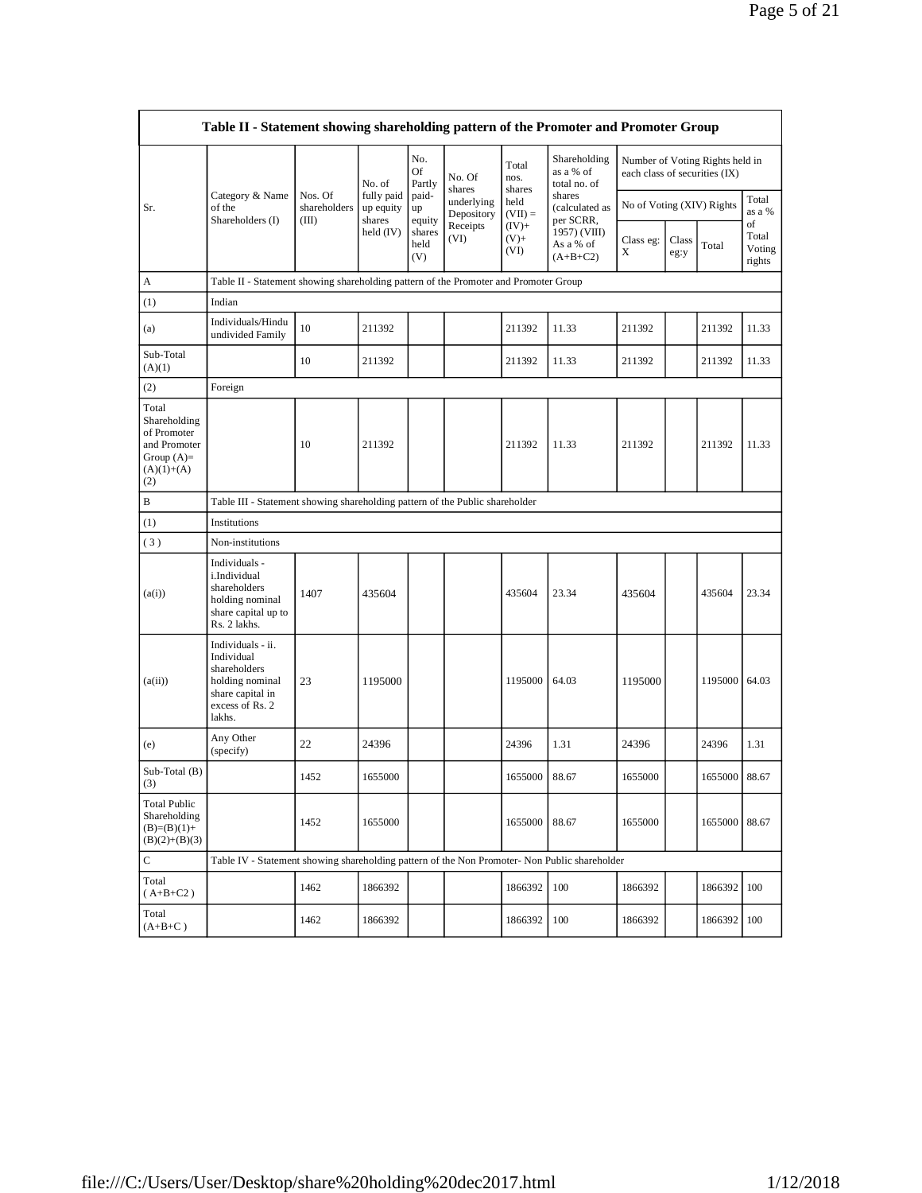| Table II - Statement showing shareholding pattern of the Promoter and Promoter Group | | | | | | | | | | | |
|---|---|---|---|---|---|---|---|---|---|---|---|
| Sr. | Category & Name of the Shareholders (I) | Nos. Of shareholders (III) | No. of fully paid up equity shares held (IV) | No. Of Partly paid-up equity shares held (V) | No. Of shares underlying Depository Receipts (VI) | Total nos. shares held (VII) = (IV)+ (V)+ (VI) | Shareholding as a % of total no. of shares (calculated as per SCRR, 1957) (VIII) As a % of (A+B+C2) | Number of Voting Rights held in each class of securities (IX) | | | |
| | | | | | | | | No of Voting (XIV) Rights | | | Total as a % of Total Voting rights |
| | | | | | | | | Class eg: X | Class eg:y | Total | |
| A | Table II - Statement showing shareholding pattern of the Promoter and Promoter Group | | | | | | | | | | |
| (1) | Indian | | | | | | | | | | |
| (a) | Individuals/Hindu undivided Family | 10 | 211392 | | | 211392 | 11.33 | 211392 | | 211392 | 11.33 |
| Sub-Total (A)(1) | | 10 | 211392 | | | 211392 | 11.33 | 211392 | | 211392 | 11.33 |
| (2) | Foreign | | | | | | | | | | |
| Total Shareholding of Promoter and Promoter Group (A)= (A)(1)+(A)(2) | | 10 | 211392 | | | 211392 | 11.33 | 211392 | | 211392 | 11.33 |
| B | Table III - Statement showing shareholding pattern of the Public shareholder | | | | | | | | | | |
| (1) | Institutions | | | | | | | | | | |
| (3) | Non-institutions | | | | | | | | | | |
| (a(i)) | Individuals - i.Individual shareholders holding nominal share capital up to Rs. 2 lakhs. | 1407 | 435604 | | | 435604 | 23.34 | 435604 | | 435604 | 23.34 |
| (a(ii)) | Individuals - ii. Individual shareholders holding nominal share capital in excess of Rs. 2 lakhs. | 23 | 1195000 | | | 1195000 | 64.03 | 1195000 | | 1195000 | 64.03 |
| (e) | Any Other (specify) | 22 | 24396 | | | 24396 | 1.31 | 24396 | | 24396 | 1.31 |
| Sub-Total (B)(3) | | 1452 | 1655000 | | | 1655000 | 88.67 | 1655000 | | 1655000 | 88.67 |
| Total Public Shareholding (B)=(B)(1)+(B)(2)+(B)(3) | | 1452 | 1655000 | | | 1655000 | 88.67 | 1655000 | | 1655000 | 88.67 |
| C | Table IV - Statement showing shareholding pattern of the Non Promoter- Non Public shareholder | | | | | | | | | | |
| Total ( A+B+C2 ) | | 1462 | 1866392 | | | 1866392 | 100 | 1866392 | | 1866392 | 100 |
| Total (A+B+C ) | | 1462 | 1866392 | | | 1866392 | 100 | 1866392 | | 1866392 | 100 |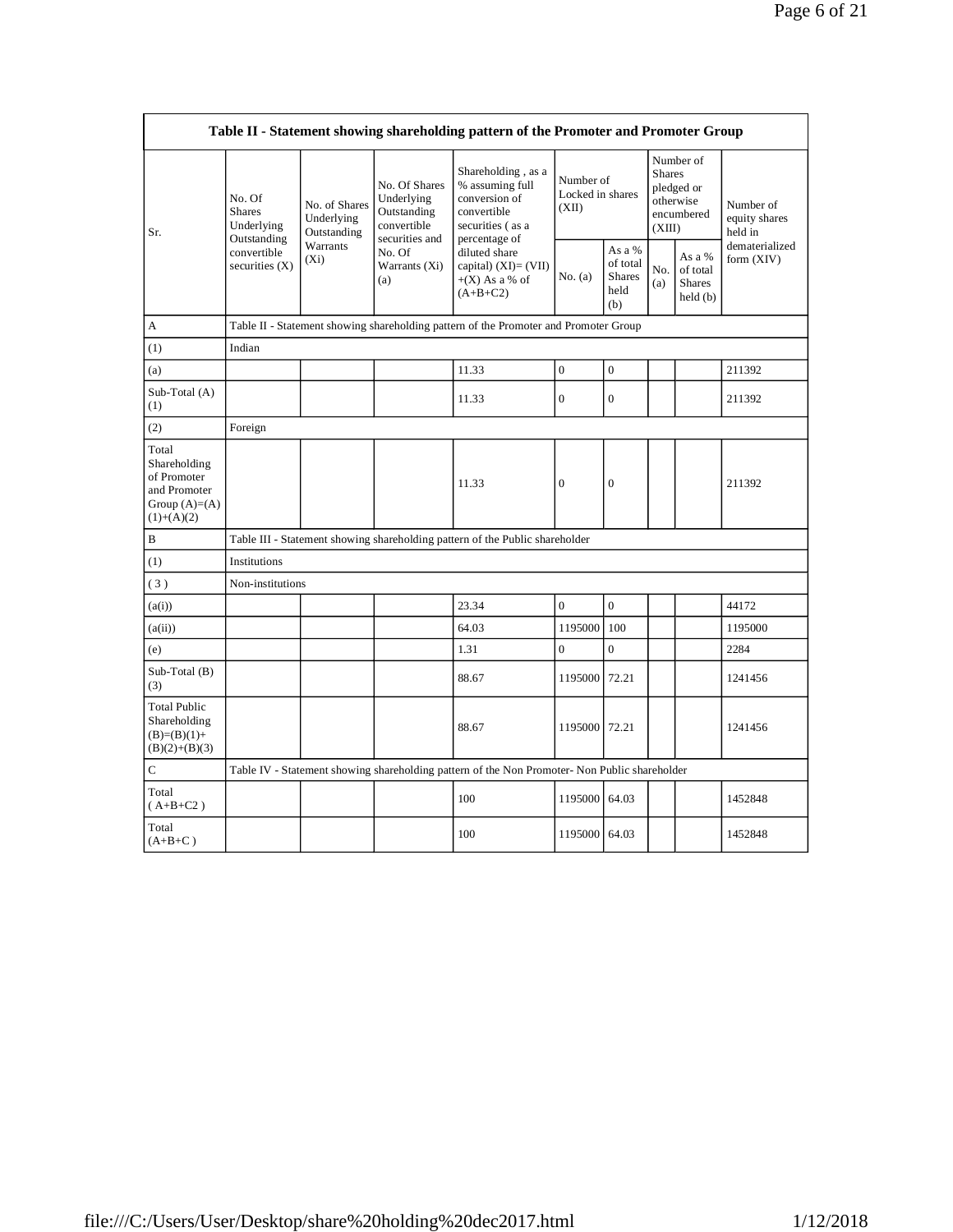| Table II - Statement showing shareholding pattern of the Promoter and Promoter Group | | | | | | | | | |
|---|---|---|---|---|---|---|---|---|---|
| Sr. | No. Of Shares Underlying Outstanding convertible securities (X) | No. of Shares Underlying Outstanding Warrants (Xi) | No. Of Shares Underlying Outstanding convertible securities and No. Of Warrants (Xi) (a) | Shareholding , as a % assuming full conversion of convertible securities ( as a percentage of diluted share capital) (XI)= (VII)+(X) As a % of (A+B+C2) | Number of Locked in shares (XII) | | Number of Shares pledged or otherwise encumbered (XIII) | | Number of equity shares held in dematerialized form (XIV) |
| | | | | | No. (a) | As a % of total Shares held (b) | No. (a) | As a % of total Shares held (b) | |
| A | Table II - Statement showing shareholding pattern of the Promoter and Promoter Group | | | | | | | | |
| (1) | Indian | | | | | | | | |
| (a) | | | | 11.33 | 0 | 0 | | | 211392 |
| Sub-Total (A) (1) | | | | 11.33 | 0 | 0 | | | 211392 |
| (2) | Foreign | | | | | | | | |
| Total Shareholding of Promoter and Promoter Group (A)=(A)(1)+(A)(2) | | | | 11.33 | 0 | 0 | | | 211392 |
| B | Table III - Statement showing shareholding pattern of the Public shareholder | | | | | | | | |
| (1) | Institutions | | | | | | | | |
| ( 3 ) | Non-institutions | | | | | | | | |
| (a(i)) | | | | 23.34 | 0 | 0 | | | 44172 |
| (a(ii)) | | | | 64.03 | 1195000 | 100 | | | 1195000 |
| (e) | | | | 1.31 | 0 | 0 | | | 2284 |
| Sub-Total (B) (3) | | | | 88.67 | 1195000 | 72.21 | | | 1241456 |
| Total Public Shareholding (B)=(B)(1)+(B)(2)+(B)(3) | | | | 88.67 | 1195000 | 72.21 | | | 1241456 |
| C | Table IV - Statement showing shareholding pattern of the Non Promoter- Non Public shareholder | | | | | | | | |
| Total ( A+B+C2 ) | | | | 100 | 1195000 | 64.03 | | | 1452848 |
| Total (A+B+C ) | | | | 100 | 1195000 | 64.03 | | | 1452848 |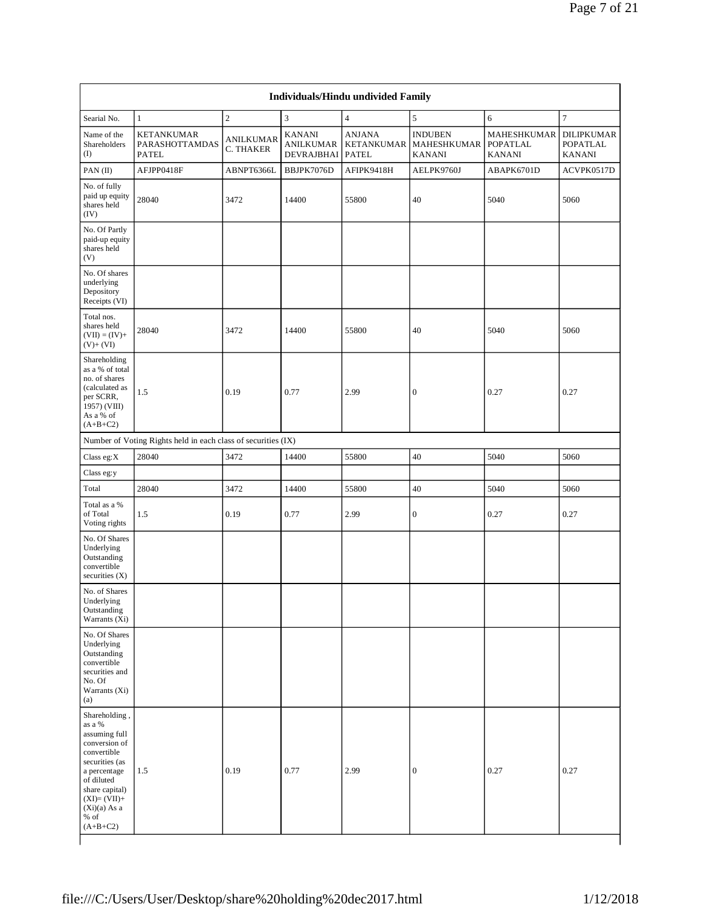| Individuals/Hindu undivided Family | | | | | | | |
|---|---|---|---|---|---|---|---|
| Searial No. | 1 | 2 | 3 | 4 | 5 | 6 | 7 |
| Name of the Shareholders (I) | KETANKUMAR PARASHOTTAMDAS PATEL | ANILKUMAR C. THAKER | KANANI ANILKUMAR DEVRAJBHAI | ANJANA KETANKUMAR PATEL | INDUBEN MAHESHKUMAR KANANI | MAHESHKUMAR POPATLAL KANANI | DILIPKUMAR POPATLAL KANANI |
| PAN (II) | AFJPP0418F | ABNPT6366L | BBJPK7076D | AFIPK9418H | AELPK9760J | ABAPK6701D | ACVPK0517D |
| No. of fully paid up equity shares held (IV) | 28040 | 3472 | 14400 | 55800 | 40 | 5040 | 5060 |
| No. Of Partly paid-up equity shares held (V) | | | | | | | |
| No. Of shares underlying Depository Receipts (VI) | | | | | | | |
| Total nos. shares held (VII) = (IV)+ (V)+ (VI) | 28040 | 3472 | 14400 | 55800 | 40 | 5040 | 5060 |
| Shareholding as a % of total no. of shares (calculated as per SCRR, 1957) (VIII) As a % of (A+B+C2) | 1.5 | 0.19 | 0.77 | 2.99 | 0 | 0.27 | 0.27 |
| Number of Voting Rights held in each class of securities (IX) | | | | | | | |
| Class eg:X | 28040 | 3472 | 14400 | 55800 | 40 | 5040 | 5060 |
| Class eg:y | | | | | | | |
| Total | 28040 | 3472 | 14400 | 55800 | 40 | 5040 | 5060 |
| Total as a % of Total Voting rights | 1.5 | 0.19 | 0.77 | 2.99 | 0 | 0.27 | 0.27 |
| No. Of Shares Underlying Outstanding convertible securities (X) | | | | | | | |
| No. of Shares Underlying Outstanding Warrants (Xi) | | | | | | | |
| No. Of Shares Underlying Outstanding convertible securities and No. Of Warrants (Xi) (a) | | | | | | | |
| Shareholding , as a % assuming full conversion of convertible securities (as a percentage of diluted share capital) (XI)= (VII)+(Xi)(a) As a % of (A+B+C2) | 1.5 | 0.19 | 0.77 | 2.99 | 0 | 0.27 | 0.27 |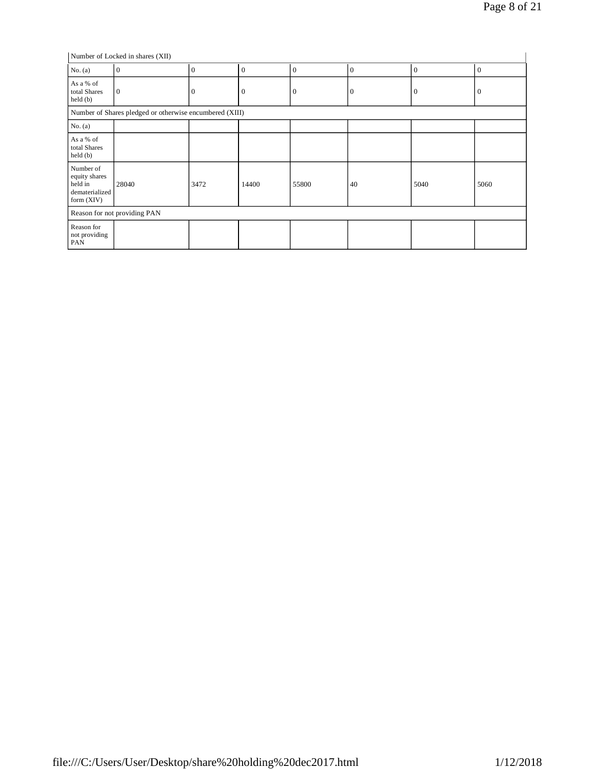| Number of Locked in shares (XII) | | | | | | | |
|---|---|---|---|---|---|---|---|
| No. (a) | 0 | 0 | 0 | 0 | 0 | 0 | 0 |
| As a % of total Shares held (b) | 0 | 0 | 0 | 0 | 0 | 0 | 0 |
| Number of Shares pledged or otherwise encumbered (XIII) | | | | | | | |
| No. (a) | | | | | | | |
| As a % of total Shares held (b) | | | | | | | |
| Number of equity shares held in dematerialized form (XIV) | 28040 | 3472 | 14400 | 55800 | 40 | 5040 | 5060 |
| Reason for not providing PAN | | | | | | | |
| Reason for not providing PAN | | | | | | | |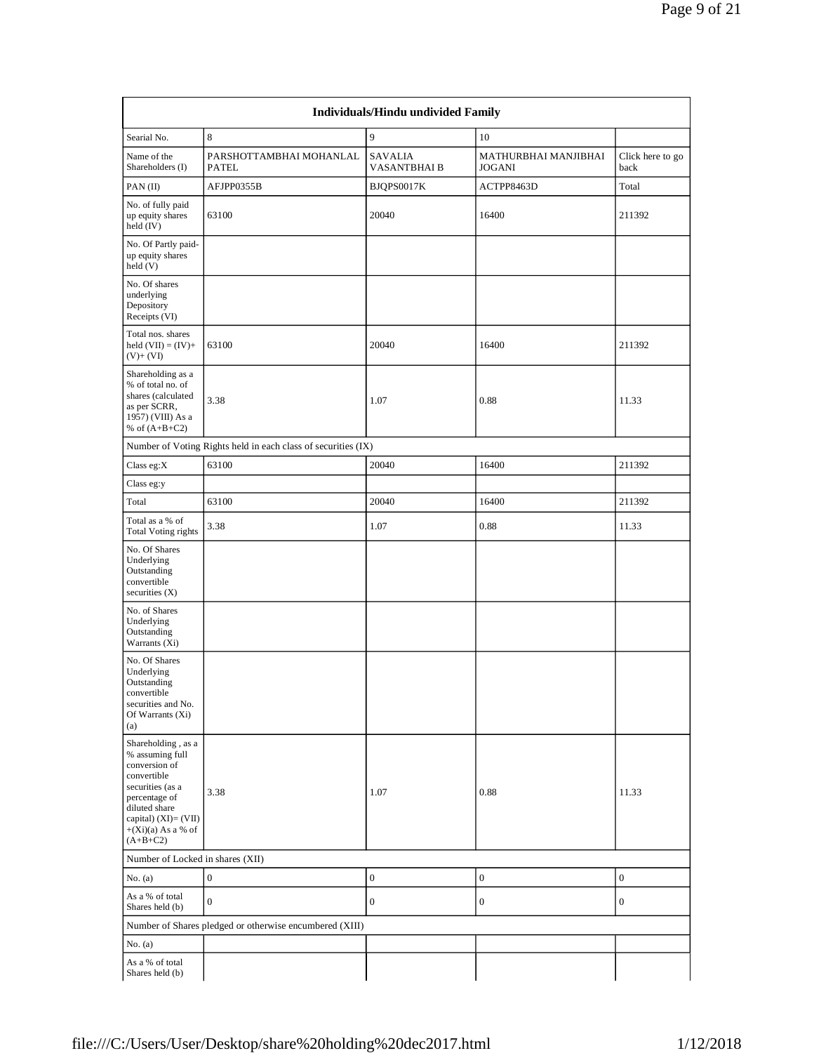| Individuals/Hindu undivided Family | | | | |
|---|---|---|---|---|
| Searial No. | 8 | 9 | 10 | |
| Name of the Shareholders (I) | PARSHOTTAMBHAI MOHANLAL PATEL | SAVALIA VASANTBHAI B | MATHURBHAI MANJIBHAI JOGANI | Click here to go back |
| PAN (II) | AFJPP0355B | BJQPS0017K | ACTPP8463D | Total |
| No. of fully paid up equity shares held (IV) | 63100 | 20040 | 16400 | 211392 |
| No. Of Partly paid-up equity shares held (V) | | | | |
| No. Of shares underlying Depository Receipts (VI) | | | | |
| Total nos. shares held (VII) = (IV)+(V)+ (VI) | 63100 | 20040 | 16400 | 211392 |
| Shareholding as a % of total no. of shares (calculated as per SCRR, 1957) (VIII) As a % of (A+B+C2) | 3.38 | 1.07 | 0.88 | 11.33 |
| Number of Voting Rights held in each class of securities (IX) | | | | |
| Class eg:X | 63100 | 20040 | 16400 | 211392 |
| Class eg:y | | | | |
| Total | 63100 | 20040 | 16400 | 211392 |
| Total as a % of Total Voting rights | 3.38 | 1.07 | 0.88 | 11.33 |
| No. Of Shares Underlying Outstanding convertible securities (X) | | | | |
| No. of Shares Underlying Outstanding Warrants (Xi) | | | | |
| No. Of Shares Underlying Outstanding convertible securities and No. Of Warrants (Xi) (a) | | | | |
| Shareholding , as a % assuming full conversion of convertible securities (as a percentage of diluted share capital) (XI)= (VII)+(Xi)(a) As a % of (A+B+C2) | 3.38 | 1.07 | 0.88 | 11.33 |
| Number of Locked in shares (XII) | | | | |
| No. (a) | 0 | 0 | 0 | 0 |
| As a % of total Shares held (b) | 0 | 0 | 0 | 0 |
| Number of Shares pledged or otherwise encumbered (XIII) | | | | |
| No. (a) | | | | |
| As a % of total Shares held (b) | | | | |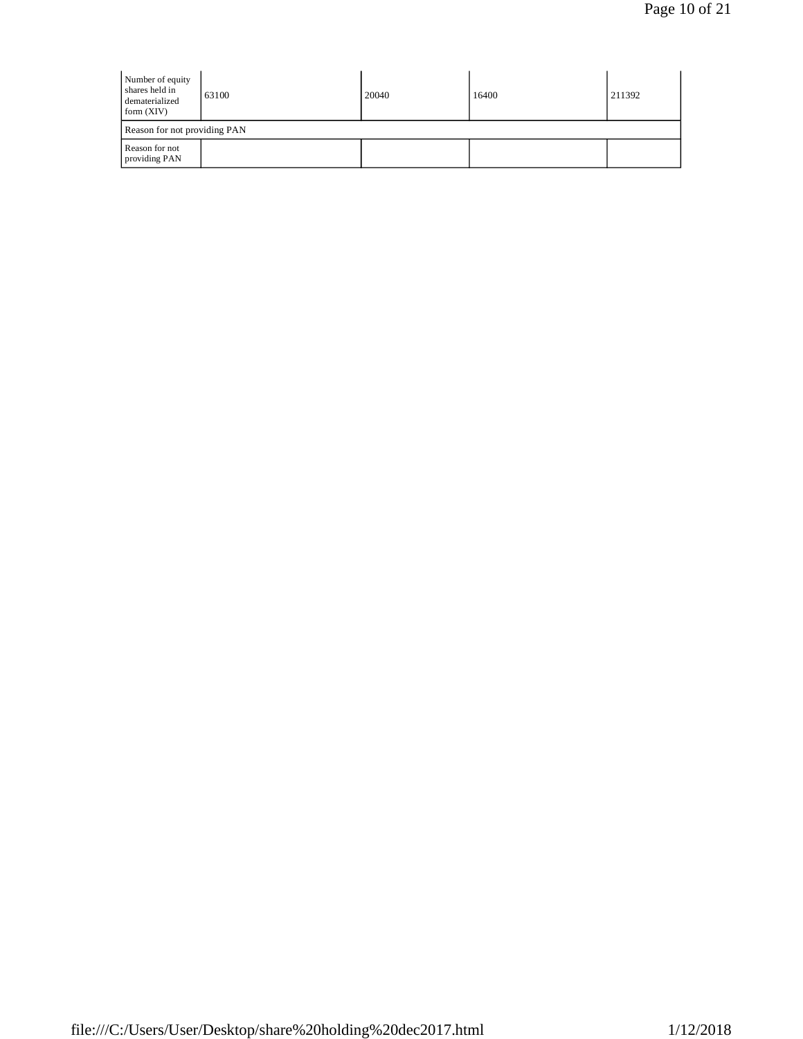| | | | | |
|---|---|---|---|---|
| Number of equity shares held in dematerialized form (XIV) | 63100 | 20040 | 16400 | 211392 |
| Reason for not providing PAN | | | | |
| Reason for not providing PAN | | | | |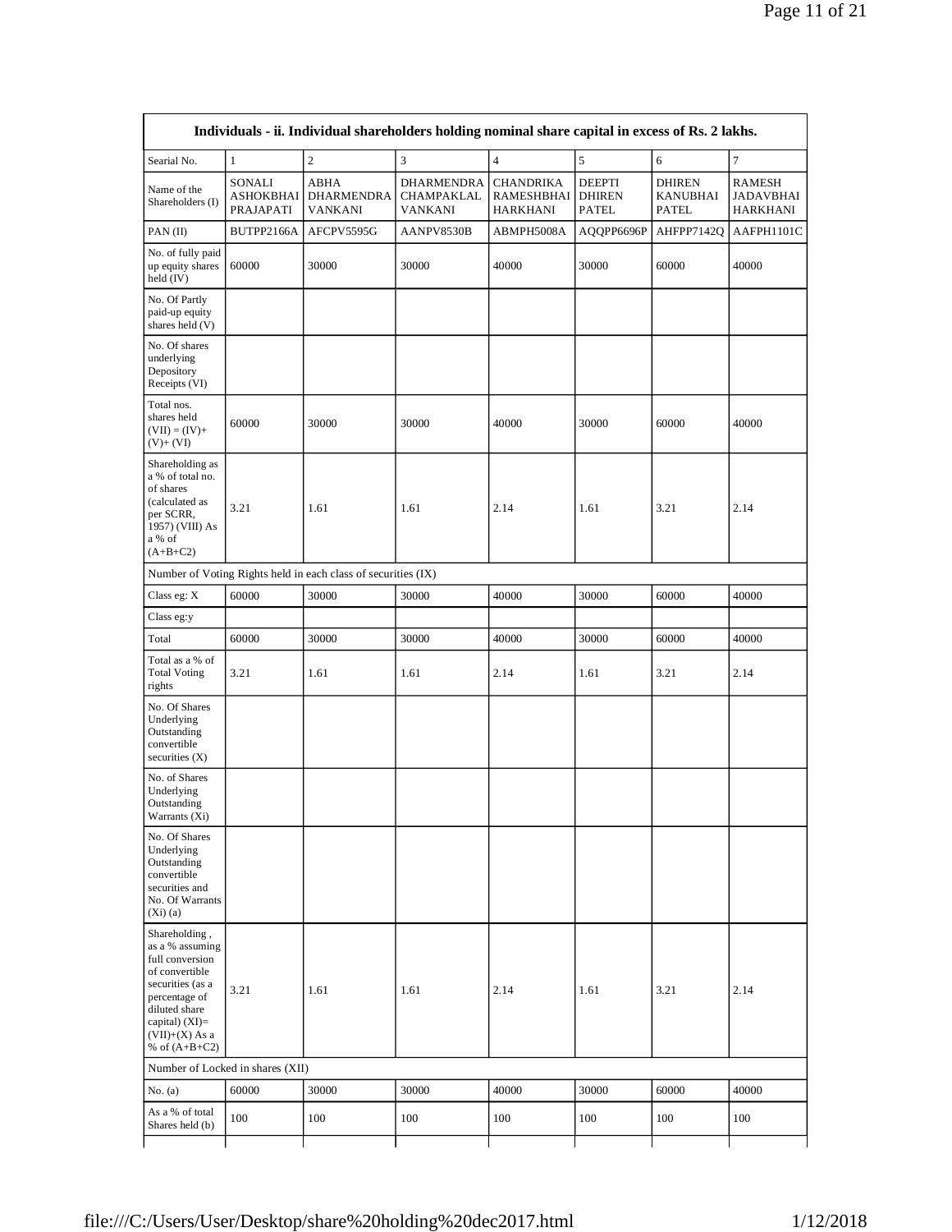| Individuals - ii. Individual shareholders holding nominal share capital in excess of Rs. 2 lakhs. | | | | | | | |
|---|---|---|---|---|---|---|---|
| Searial No. | 1 | 2 | 3 | 4 | 5 | 6 | 7 |
| Name of the Shareholders (I) | SONALI ASHOKBHAI PRAJAPATI | ABHA DHARMENDRA VANKANI | DHARMENDRA CHAMPAKLAL VANKANI | CHANDRIKA RAMESHBHAI HARKHANI | DEEPTI DHIREN PATEL | DHIREN KANUBHAI PATEL | RAMESH JADAVBHAI HARKHANI |
| PAN (II) | BUTPP2166A | AFCPV5595G | AANPV8530B | ABMPH5008A | AQQPP6696P | AHFPP7142Q | AAFPH1101C |
| No. of fully paid up equity shares held (IV) | 60000 | 30000 | 30000 | 40000 | 30000 | 60000 | 40000 |
| No. Of Partly paid-up equity shares held (V) | | | | | | | |
| No. Of shares underlying Depository Receipts (VI) | | | | | | | |
| Total nos. shares held (VII) = (IV)+ (V)+ (VI) | 60000 | 30000 | 30000 | 40000 | 30000 | 60000 | 40000 |
| Shareholding as a % of total no. of shares (calculated as per SCRR, 1957) (VIII) As a % of (A+B+C2) | 3.21 | 1.61 | 1.61 | 2.14 | 1.61 | 3.21 | 2.14 |
| Number of Voting Rights held in each class of securities (IX) | | | | | | | |
| Class eg: X | 60000 | 30000 | 30000 | 40000 | 30000 | 60000 | 40000 |
| Class eg:y | | | | | | | |
| Total | 60000 | 30000 | 30000 | 40000 | 30000 | 60000 | 40000 |
| Total as a % of Total Voting rights | 3.21 | 1.61 | 1.61 | 2.14 | 1.61 | 3.21 | 2.14 |
| No. Of Shares Underlying Outstanding convertible securities (X) | | | | | | | |
| No. of Shares Underlying Outstanding Warrants (Xi) | | | | | | | |
| No. Of Shares Underlying Outstanding convertible securities and No. Of Warrants (Xi) (a) | | | | | | | |
| Shareholding , as a % assuming full conversion of convertible securities (as a percentage of diluted share capital) (XI)= (VII)+(X) As a % of (A+B+C2) | 3.21 | 1.61 | 1.61 | 2.14 | 1.61 | 3.21 | 2.14 |
| Number of Locked in shares (XII) | | | | | | | |
| No. (a) | 60000 | 30000 | 30000 | 40000 | 30000 | 60000 | 40000 |
| As a % of total Shares held (b) | 100 | 100 | 100 | 100 | 100 | 100 | 100 |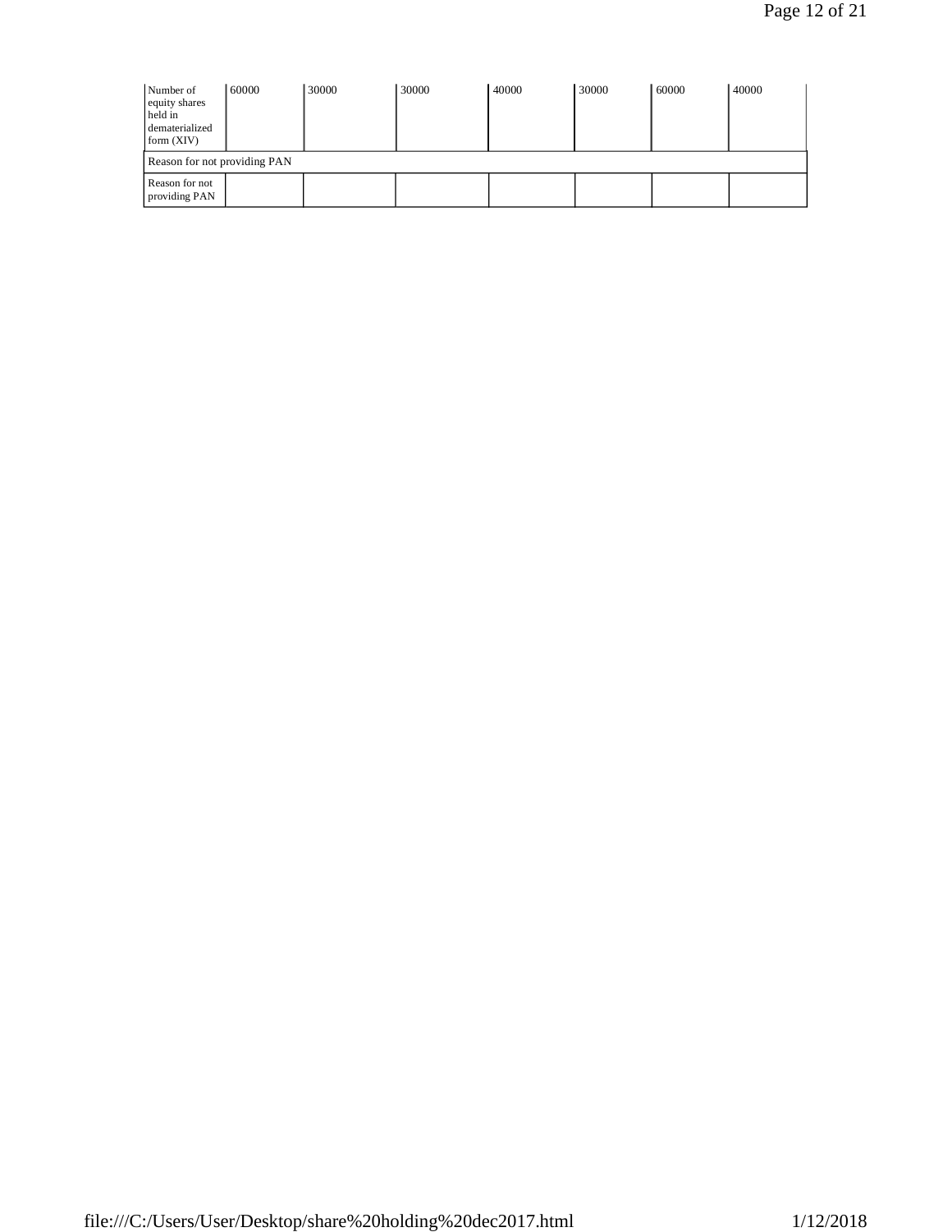| Number of equity shares held in dematerialized form (XIV) | 60000 | 30000 | 30000 | 40000 | 30000 | 60000 | 40000 |
|---|---|---|---|---|---|---|---|
| Reason for not providing PAN | | | | | | | |
| Reason for not providing PAN | | | | | | | |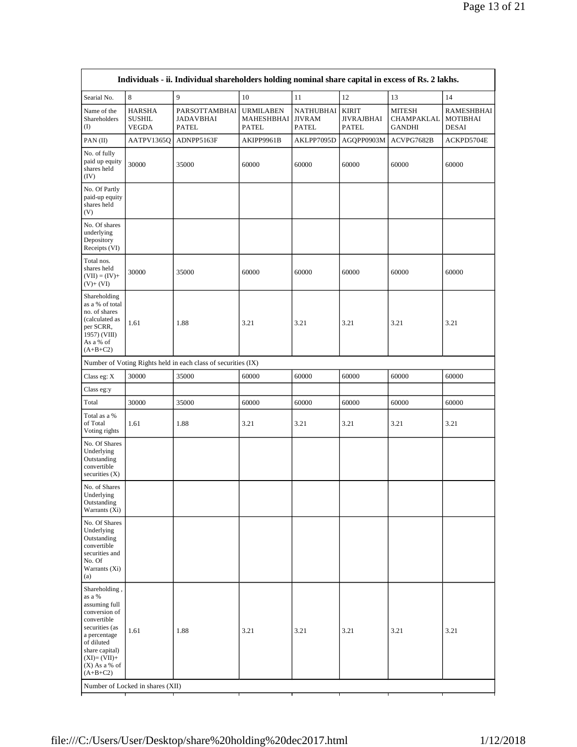| Individuals - ii. Individual shareholders holding nominal share capital in excess of Rs. 2 lakhs. | | | | | | | |
|---|---|---|---|---|---|---|---|
| Searial No. | 8 | 9 | 10 | 11 | 12 | 13 | 14 |
| Name of the Shareholders (I) | HARSHA SUSHIL VEGDA | PARSOTTAMBHAI JADAVBHAI PATEL | URMILABEN MAHESHBHAI PATEL | NATHUBHAI JIVRAM PATEL | KIRIT JIVRAJBHAI PATEL | MITESH CHAMPAKLAL GANDHI | RAMESHBHAI MOTIBHAI DESAI |
| PAN (II) | AATPV1365Q | ADNPP5163F | AKIPP9961B | AKLPP7095D | AGQPP0903M | ACVPG7682B | ACKPD5704E |
| No. of fully paid up equity shares held (IV) | 30000 | 35000 | 60000 | 60000 | 60000 | 60000 | 60000 |
| No. Of Partly paid-up equity shares held (V) | | | | | | | |
| No. Of shares underlying Depository Receipts (VI) | | | | | | | |
| Total nos. shares held (VII) = (IV)+ (V)+ (VI) | 30000 | 35000 | 60000 | 60000 | 60000 | 60000 | 60000 |
| Shareholding as a % of total no. of shares (calculated as per SCRR, 1957) (VIII) As a % of (A+B+C2) | 1.61 | 1.88 | 3.21 | 3.21 | 3.21 | 3.21 | 3.21 |
| Number of Voting Rights held in each class of securities (IX) | | | | | | | |
| Class eg: X | 30000 | 35000 | 60000 | 60000 | 60000 | 60000 | 60000 |
| Class eg:y | | | | | | | |
| Total | 30000 | 35000 | 60000 | 60000 | 60000 | 60000 | 60000 |
| Total as a % of Total Voting rights | 1.61 | 1.88 | 3.21 | 3.21 | 3.21 | 3.21 | 3.21 |
| No. Of Shares Underlying Outstanding convertible securities (X) | | | | | | | |
| No. of Shares Underlying Outstanding Warrants (Xi) | | | | | | | |
| No. Of Shares Underlying Outstanding convertible securities and No. Of Warrants (Xi) (a) | | | | | | | |
| Shareholding , as a % assuming full conversion of convertible securities (as a percentage of diluted share capital) (XI)= (VII)+ (X) As a % of (A+B+C2) | 1.61 | 1.88 | 3.21 | 3.21 | 3.21 | 3.21 | 3.21 |
| Number of Locked in shares (XII) | | | | | | | |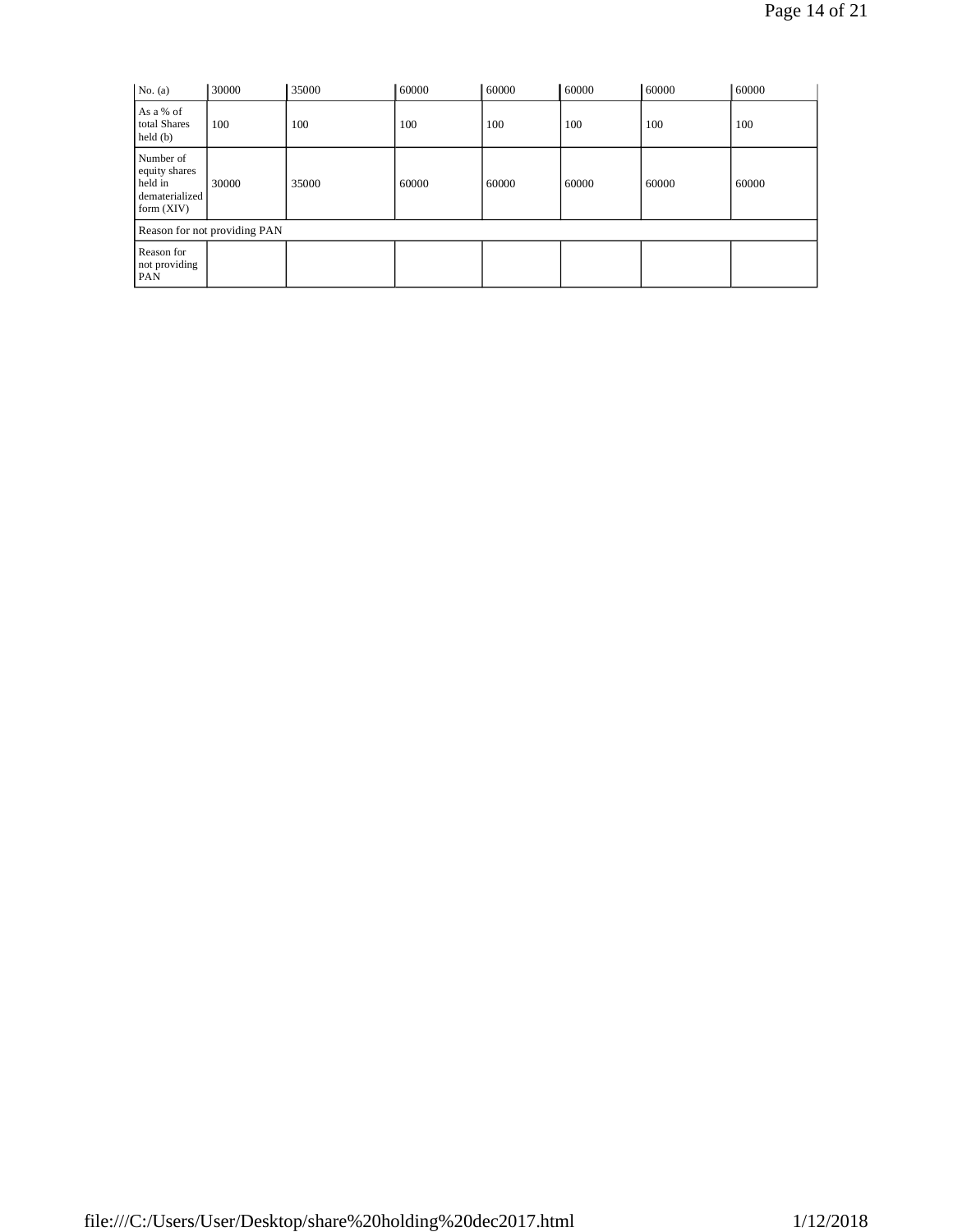| No. (a) | 30000 | 35000 | 60000 | 60000 | 60000 | 60000 | 60000 |
|---|---|---|---|---|---|---|---|
| As a % of total Shares held (b) | 100 | 100 | 100 | 100 | 100 | 100 | 100 |
| Number of equity shares held in dematerialized form (XIV) | 30000 | 35000 | 60000 | 60000 | 60000 | 60000 | 60000 |
| Reason for not providing PAN | | | | | | | |
| Reason for not providing PAN | | | | | | | |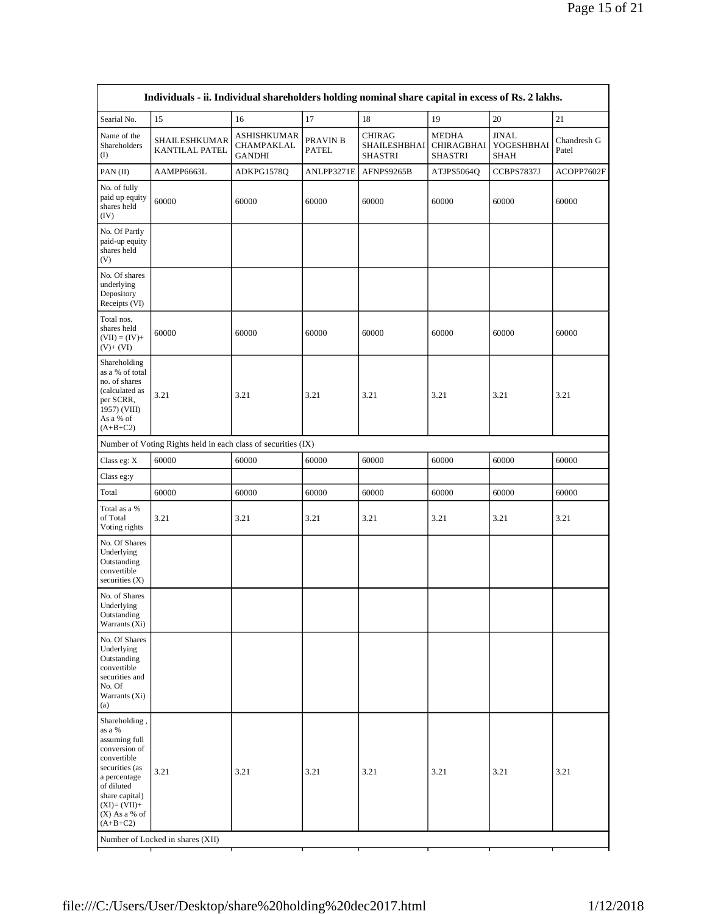| Individuals - ii. Individual shareholders holding nominal share capital in excess of Rs. 2 lakhs. | | | | | | | |
|---|---|---|---|---|---|---|---|
| Searial No. | 15 | 16 | 17 | 18 | 19 | 20 | 21 |
| Name of the Shareholders (I) | SHAILESHKUMAR KANTILAL PATEL | ASHISHKUMAR CHAMPAKLAL GANDHI | PRAVIN B PATEL | CHIRAG SHAILESHBHAI SHASTRI | MEDHA CHIRAGBHAI SHASTRI | JINAL YOGESHBHAI SHAH | Chandresh G Patel |
| PAN (II) | AAMPP6663L | ADKPG1578Q | ANLPP3271E | AFNPS9265B | ATJPS5064Q | CCBPS7837J | ACOPP7602F |
| No. of fully paid up equity shares held (IV) | 60000 | 60000 | 60000 | 60000 | 60000 | 60000 | 60000 |
| No. Of Partly paid-up equity shares held (V) | | | | | | | |
| No. Of shares underlying Depository Receipts (VI) | | | | | | | |
| Total nos. shares held (VII) = (IV)+ (V)+ (VI) | 60000 | 60000 | 60000 | 60000 | 60000 | 60000 | 60000 |
| Shareholding as a % of total no. of shares (calculated as per SCRR, 1957) (VIII) As a % of (A+B+C2) | 3.21 | 3.21 | 3.21 | 3.21 | 3.21 | 3.21 | 3.21 |
| Number of Voting Rights held in each class of securities (IX) | | | | | | | |
| Class eg: X | 60000 | 60000 | 60000 | 60000 | 60000 | 60000 | 60000 |
| Class eg:y | | | | | | | |
| Total | 60000 | 60000 | 60000 | 60000 | 60000 | 60000 | 60000 |
| Total as a % of Total Voting rights | 3.21 | 3.21 | 3.21 | 3.21 | 3.21 | 3.21 | 3.21 |
| No. Of Shares Underlying Outstanding convertible securities (X) | | | | | | | |
| No. of Shares Underlying Outstanding Warrants (Xi) | | | | | | | |
| No. Of Shares Underlying Outstanding convertible securities and No. Of Warrants (Xi) (a) | | | | | | | |
| Shareholding , as a % assuming full conversion of convertible securities (as a percentage of diluted share capital) (XI)= (VII)+ (X) As a % of (A+B+C2) | 3.21 | 3.21 | 3.21 | 3.21 | 3.21 | 3.21 | 3.21 |
| Number of Locked in shares (XII) | | | | | | | |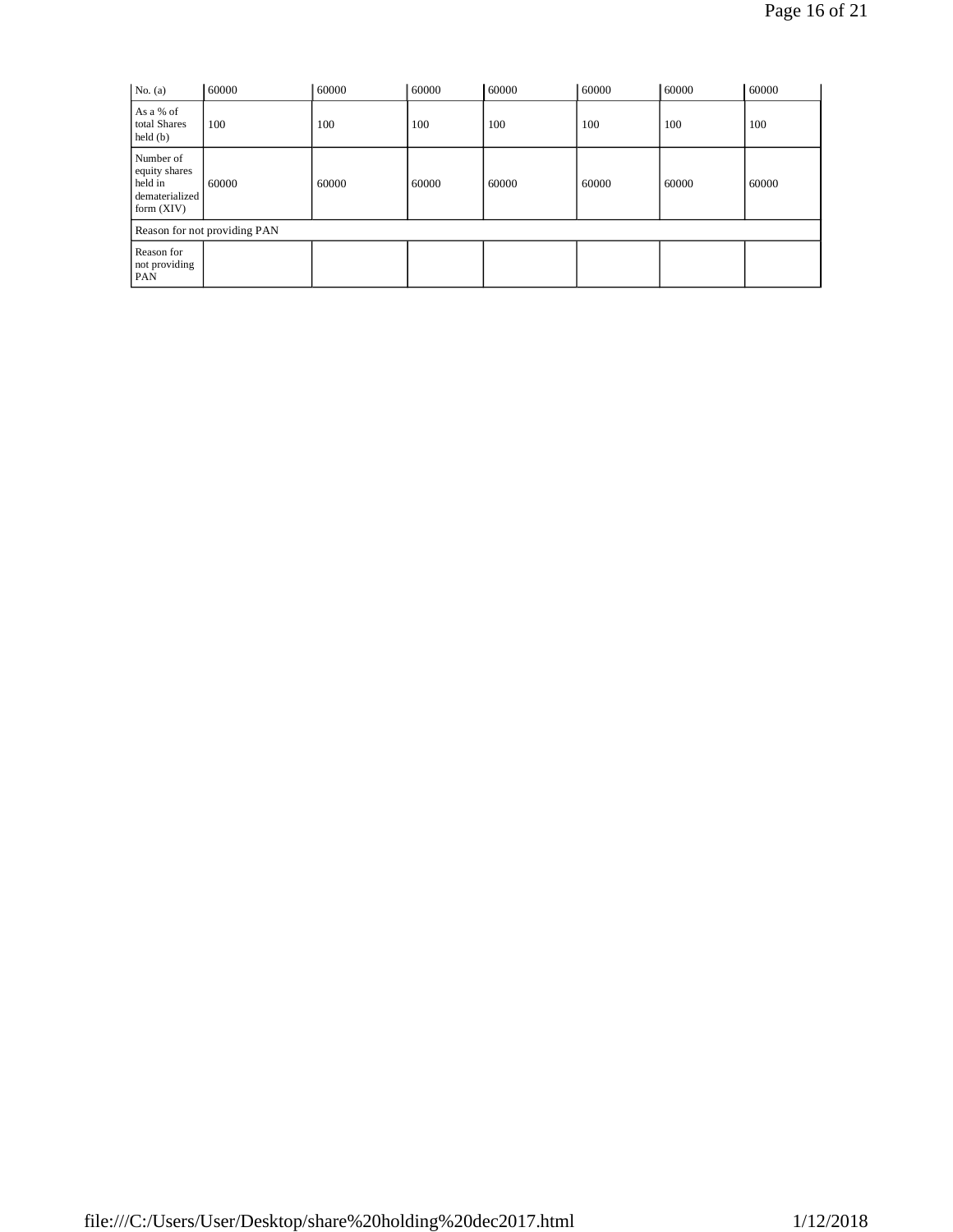| No. (a) | 60000 | 60000 | 60000 | 60000 | 60000 | 60000 | 60000 |
|---|---|---|---|---|---|---|---|
| As a % of total Shares held (b) | 100 | 100 | 100 | 100 | 100 | 100 | 100 |
| Number of equity shares held in dematerialized form (XIV) | 60000 | 60000 | 60000 | 60000 | 60000 | 60000 | 60000 |
| Reason for not providing PAN | | | | | | | |
| Reason for not providing PAN | | | | | | | |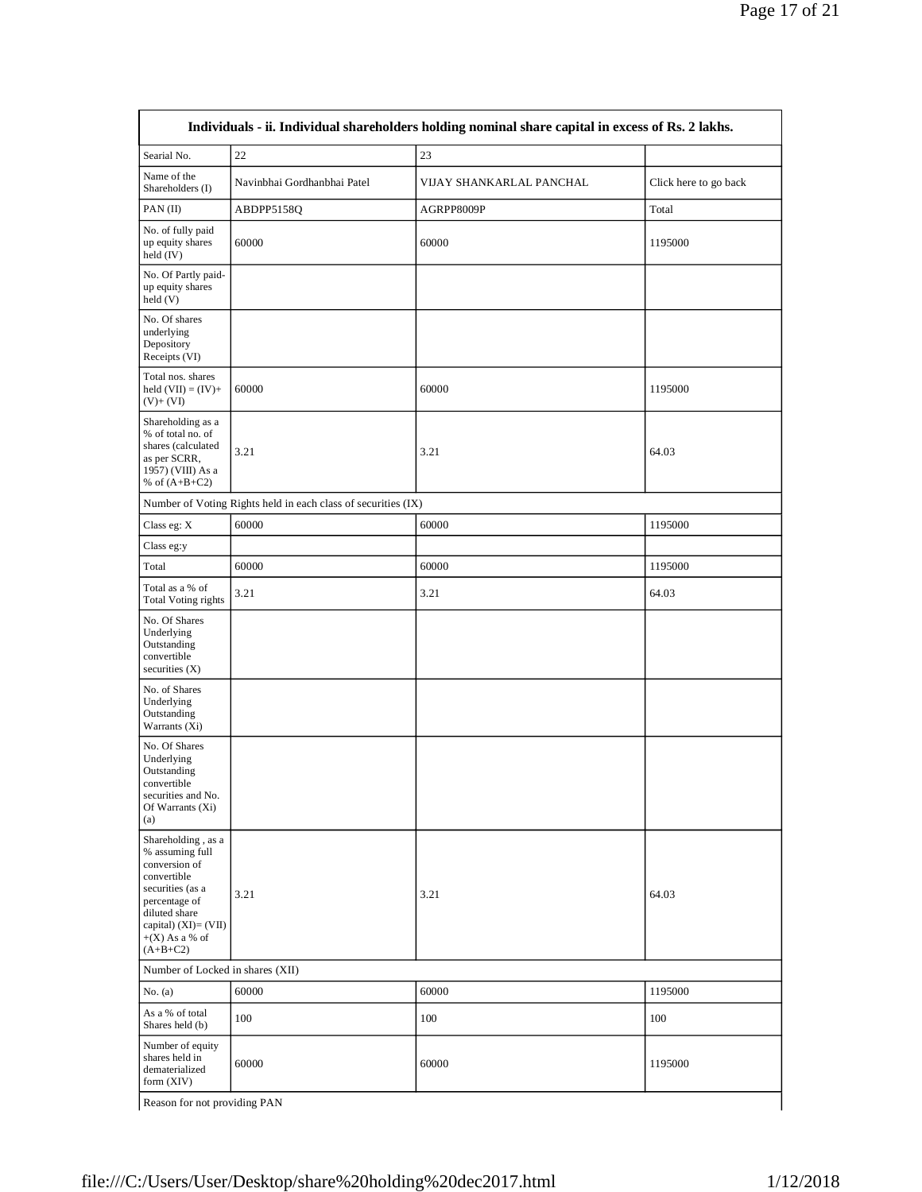| Individuals - ii. Individual shareholders holding nominal share capital in excess of Rs. 2 lakhs. | | | |
|---|---|---|---|
| Searial No. | 22 | 23 | |
| Name of the Shareholders (I) | Navinbhai Gordhanbhai Patel | VIJAY SHANKARLAL PANCHAL | Click here to go back |
| PAN (II) | ABDPP5158Q | AGRPP8009P | Total |
| No. of fully paid up equity shares held (IV) | 60000 | 60000 | 1195000 |
| No. Of Partly paid-up equity shares held (V) | | | |
| No. Of shares underlying Depository Receipts (VI) | | | |
| Total nos. shares held (VII) = (IV)+ (V)+ (VI) | 60000 | 60000 | 1195000 |
| Shareholding as a % of total no. of shares (calculated as per SCRR, 1957) (VIII) As a % of (A+B+C2) | 3.21 | 3.21 | 64.03 |
| Number of Voting Rights held in each class of securities (IX) | | | |
| Class eg: X | 60000 | 60000 | 1195000 |
| Class eg:y | | | |
| Total | 60000 | 60000 | 1195000 |
| Total as a % of Total Voting rights | 3.21 | 3.21 | 64.03 |
| No. Of Shares Underlying Outstanding convertible securities (X) | | | |
| No. of Shares Underlying Outstanding Warrants (Xi) | | | |
| No. Of Shares Underlying Outstanding convertible securities and No. Of Warrants (Xi) (a) | | | |
| Shareholding , as a % assuming full conversion of convertible securities (as a percentage of diluted share capital) (XI)= (VII) +(X) As a % of (A+B+C2) | 3.21 | 3.21 | 64.03 |
| Number of Locked in shares (XII) | | | |
| No. (a) | 60000 | 60000 | 1195000 |
| As a % of total Shares held (b) | 100 | 100 | 100 |
| Number of equity shares held in dematerialized form (XIV) | 60000 | 60000 | 1195000 |
| Reason for not providing PAN | | | |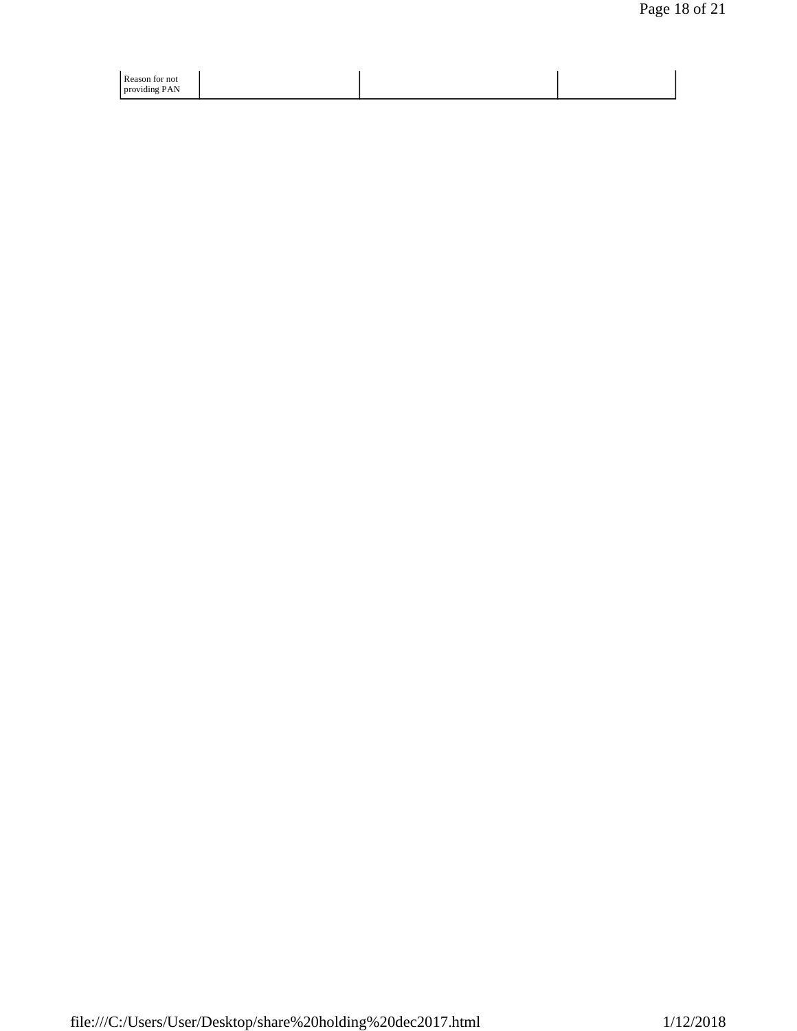| | | | |
|---|---|---|---|
| Reason for not providing PAN | | | |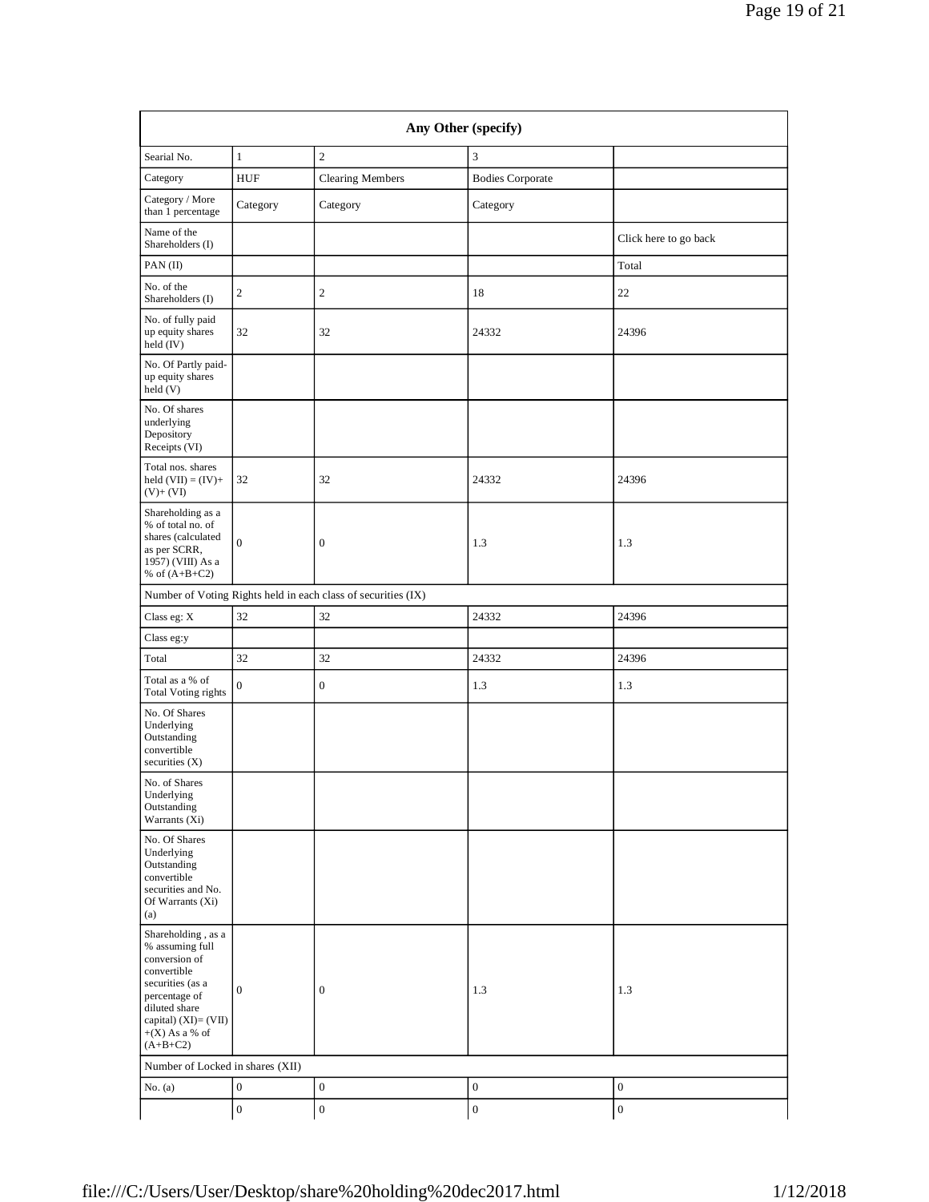| Any Other (specify) | | | | |
|---|---|---|---|---|
| Searial No. | 1 | 2 | 3 | |
| Category | HUF | Clearing Members | Bodies Corporate | |
| Category / More than 1 percentage | Category | Category | Category | |
| Name of the Shareholders (I) | | | | Click here to go back |
| PAN (II) | | | | Total |
| No. of the Shareholders (I) | 2 | 2 | 18 | 22 |
| No. of fully paid up equity shares held (IV) | 32 | 32 | 24332 | 24396 |
| No. Of Partly paid-up equity shares held (V) | | | | |
| No. Of shares underlying Depository Receipts (VI) | | | | |
| Total nos. shares held (VII) = (IV)+ (V)+ (VI) | 32 | 32 | 24332 | 24396 |
| Shareholding as a % of total no. of shares (calculated as per SCRR, 1957) (VIII) As a % of (A+B+C2) | 0 | 0 | 1.3 | 1.3 |
| Number of Voting Rights held in each class of securities (IX) | | | | |
| Class eg: X | 32 | 32 | 24332 | 24396 |
| Class eg:y | | | | |
| Total | 32 | 32 | 24332 | 24396 |
| Total as a % of Total Voting rights | 0 | 0 | 1.3 | 1.3 |
| No. Of Shares Underlying Outstanding convertible securities (X) | | | | |
| No. of Shares Underlying Outstanding Warrants (Xi) | | | | |
| No. Of Shares Underlying Outstanding convertible securities and No. Of Warrants (Xi) (a) | | | | |
| Shareholding , as a % assuming full conversion of convertible securities (as a percentage of diluted share capital) (XI)= (VII) +(X) As a % of (A+B+C2) | 0 | 0 | 1.3 | 1.3 |
| Number of Locked in shares (XII) | | | | |
| No. (a) | 0 | 0 | 0 | 0 |
| | 0 | 0 | 0 | 0 |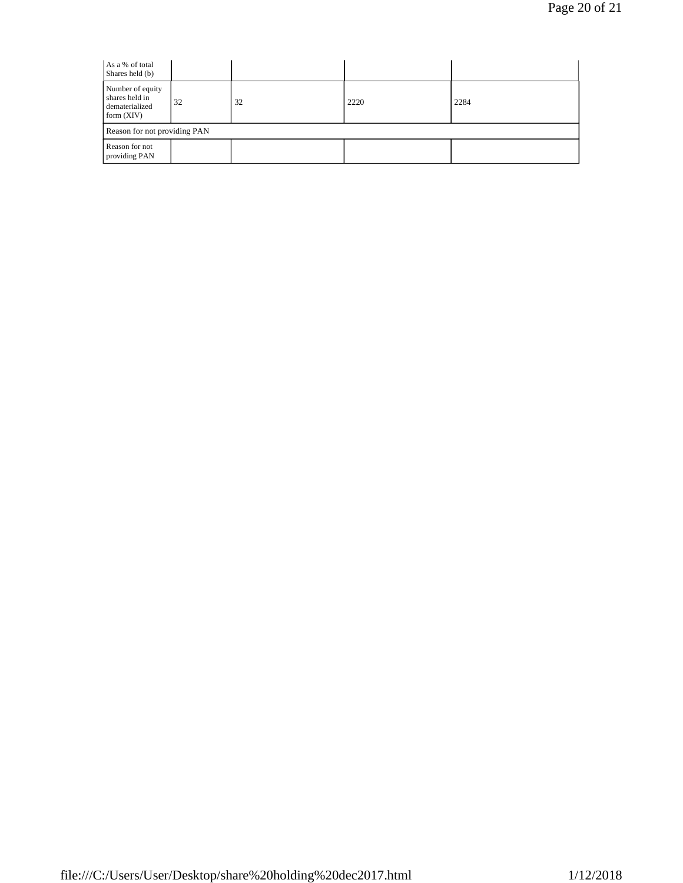| | | | | |
|---|---|---|---|---|
| As a % of total Shares held (b) | | | | |
| Number of equity shares held in dematerialized form (XIV) | 32 | 32 | 2220 | 2284 |
| Reason for not providing PAN | | | | |
| Reason for not providing PAN | | | | |